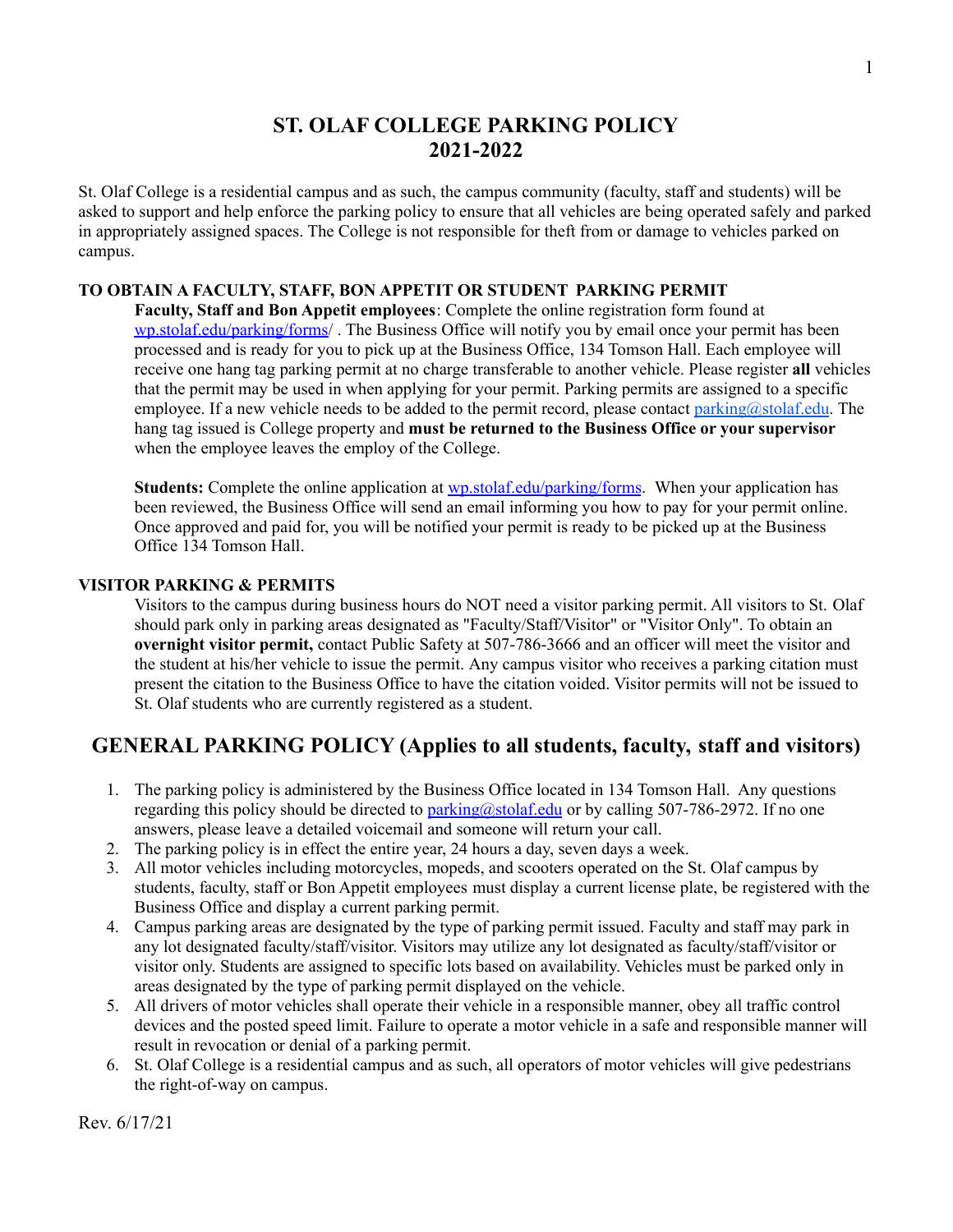# ST. OLAF COLLEGE PARKING POLICY
# 2021-2022

St. Olaf College is a residential campus and as such, the campus community (faculty, staff and students) will be asked to support and help enforce the parking policy to ensure that all vehicles are being operated safely and parked in appropriately assigned spaces. The College is not responsible for theft from or damage to vehicles parked on campus.

### TO OBTAIN A FACULTY, STAFF, BON APPETIT OR STUDENT PARKING PERMIT

**Faculty, Staff and Bon Appetit employees**: Complete the online registration form found at [wp.stolaf.edu/parking/forms/](wp.stolaf.edu/parking/forms/) . The Business Office will notify you by email once your permit has been processed and is ready for you to pick up at the Business Office, 134 Tomson Hall. Each employee will receive one hang tag parking permit at no charge transferable to another vehicle. Please register **all** vehicles that the permit may be used in when applying for your permit. Parking permits are assigned to a specific employee. If a new vehicle needs to be added to the permit record, please contact [parking@stolaf.edu](mailto:parking@stolaf.edu). The hang tag issued is College property and **must be returned to the Business Office or your supervisor** when the employee leaves the employ of the College.

**Students:** Complete the online application at [wp.stolaf.edu/parking/forms](wp.stolaf.edu/parking/forms). When your application has been reviewed, the Business Office will send an email informing you how to pay for your permit online. Once approved and paid for, you will be notified your permit is ready to be picked up at the Business Office 134 Tomson Hall.

### VISITOR PARKING & PERMITS

Visitors to the campus during business hours do NOT need a visitor parking permit. All visitors to St. Olaf should park only in parking areas designated as "Faculty/Staff/Visitor" or "Visitor Only". To obtain an **overnight visitor permit,** contact Public Safety at 507-786-3666 and an officer will meet the visitor and the student at his/her vehicle to issue the permit. Any campus visitor who receives a parking citation must present the citation to the Business Office to have the citation voided. Visitor permits will not be issued to St. Olaf students who are currently registered as a student.

## GENERAL PARKING POLICY (Applies to all students, faculty, staff and visitors)

1. The parking policy is administered by the Business Office located in 134 Tomson Hall. Any questions regarding this policy should be directed to [parking@stolaf.edu](mailto:parking@stolaf.edu) or by calling 507-786-2972. If no one answers, please leave a detailed voicemail and someone will return your call.
2. The parking policy is in effect the entire year, 24 hours a day, seven days a week.
3. All motor vehicles including motorcycles, mopeds, and scooters operated on the St. Olaf campus by students, faculty, staff or Bon Appetit employees must display a current license plate, be registered with the Business Office and display a current parking permit.
4. Campus parking areas are designated by the type of parking permit issued. Faculty and staff may park in any lot designated faculty/staff/visitor. Visitors may utilize any lot designated as faculty/staff/visitor or visitor only. Students are assigned to specific lots based on availability. Vehicles must be parked only in areas designated by the type of parking permit displayed on the vehicle.
5. All drivers of motor vehicles shall operate their vehicle in a responsible manner, obey all traffic control devices and the posted speed limit. Failure to operate a motor vehicle in a safe and responsible manner will result in revocation or denial of a parking permit.
6. St. Olaf College is a residential campus and as such, all operators of motor vehicles will give pedestrians the right-of-way on campus.

Rev. 6/17/21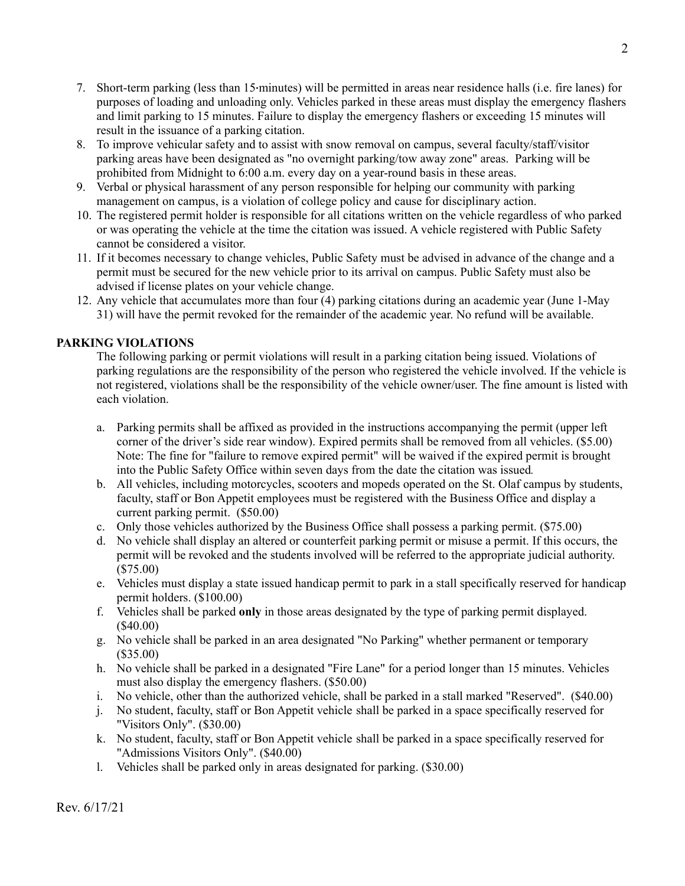7. Short-term parking (less than 15-minutes) will be permitted in areas near residence halls (i.e. fire lanes) for purposes of loading and unloading only. Vehicles parked in these areas must display the emergency flashers and limit parking to 15 minutes. Failure to display the emergency flashers or exceeding 15 minutes will result in the issuance of a parking citation.
8. To improve vehicular safety and to assist with snow removal on campus, several faculty/staff/visitor parking areas have been designated as "no overnight parking/tow away zone" areas. Parking will be prohibited from Midnight to 6:00 a.m. every day on a year-round basis in these areas.
9. Verbal or physical harassment of any person responsible for helping our community with parking management on campus, is a violation of college policy and cause for disciplinary action.
10. The registered permit holder is responsible for all citations written on the vehicle regardless of who parked or was operating the vehicle at the time the citation was issued. A vehicle registered with Public Safety cannot be considered a visitor.
11. If it becomes necessary to change vehicles, Public Safety must be advised in advance of the change and a permit must be secured for the new vehicle prior to its arrival on campus. Public Safety must also be advised if license plates on your vehicle change.
12. Any vehicle that accumulates more than four (4) parking citations during an academic year (June 1-May 31) will have the permit revoked for the remainder of the academic year. No refund will be available.

**PARKING VIOLATIONS**

The following parking or permit violations will result in a parking citation being issued. Violations of parking regulations are the responsibility of the person who registered the vehicle involved. If the vehicle is not registered, violations shall be the responsibility of the vehicle owner/user. The fine amount is listed with each violation.

a. Parking permits shall be affixed as provided in the instructions accompanying the permit (upper left corner of the driver's side rear window). Expired permits shall be removed from all vehicles. ($5.00) Note: The fine for "failure to remove expired permit" will be waived if the expired permit is brought into the Public Safety Office within seven days from the date the citation was issued.
b. All vehicles, including motorcycles, scooters and mopeds operated on the St. Olaf campus by students, faculty, staff or Bon Appetit employees must be registered with the Business Office and display a current parking permit. ($50.00)
c. Only those vehicles authorized by the Business Office shall possess a parking permit. ($75.00)
d. No vehicle shall display an altered or counterfeit parking permit or misuse a permit. If this occurs, the permit will be revoked and the students involved will be referred to the appropriate judicial authority. ($75.00)
e. Vehicles must display a state issued handicap permit to park in a stall specifically reserved for handicap permit holders. ($100.00)
f. Vehicles shall be parked **only** in those areas designated by the type of parking permit displayed. ($40.00)
g. No vehicle shall be parked in an area designated "No Parking" whether permanent or temporary ($35.00)
h. No vehicle shall be parked in a designated "Fire Lane" for a period longer than 15 minutes. Vehicles must also display the emergency flashers. ($50.00)
i. No vehicle, other than the authorized vehicle, shall be parked in a stall marked "Reserved". ($40.00)
j. No student, faculty, staff or Bon Appetit vehicle shall be parked in a space specifically reserved for "Visitors Only". ($30.00)
k. No student, faculty, staff or Bon Appetit vehicle shall be parked in a space specifically reserved for "Admissions Visitors Only". ($40.00)
l. Vehicles shall be parked only in areas designated for parking. ($30.00)

Rev. 6/17/21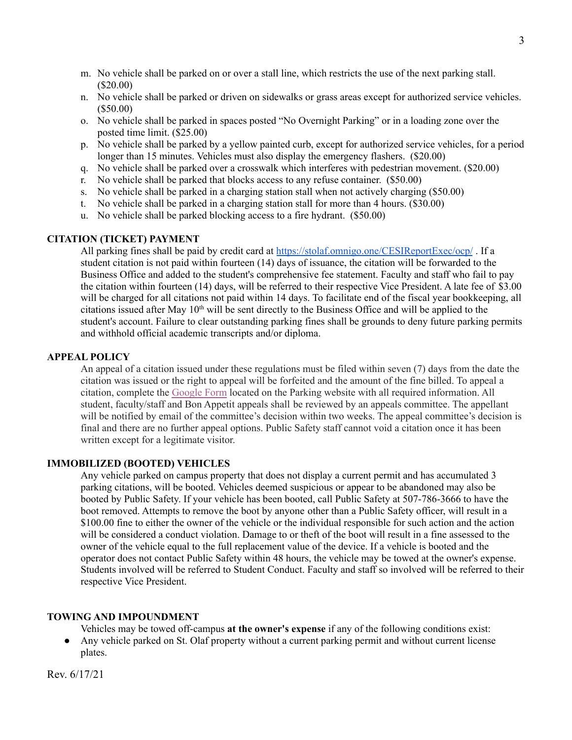m. No vehicle shall be parked on or over a stall line, which restricts the use of the next parking stall. ($20.00)
n. No vehicle shall be parked or driven on sidewalks or grass areas except for authorized service vehicles. ($50.00)
o. No vehicle shall be parked in spaces posted "No Overnight Parking" or in a loading zone over the posted time limit. ($25.00)
p. No vehicle shall be parked by a yellow painted curb, except for authorized service vehicles, for a period longer than 15 minutes. Vehicles must also display the emergency flashers. ($20.00)
q. No vehicle shall be parked over a crosswalk which interferes with pedestrian movement. ($20.00)
r. No vehicle shall be parked that blocks access to any refuse container. ($50.00)
s. No vehicle shall be parked in a charging station stall when not actively charging ($50.00)
t. No vehicle shall be parked in a charging station stall for more than 4 hours. ($30.00)
u. No vehicle shall be parked blocking access to a fire hydrant. ($50.00)

**CITATION (TICKET) PAYMENT**

All parking fines shall be paid by credit card at https://stolaf.omnigo.one/CESIReportExec/ocp/ . If a student citation is not paid within fourteen (14) days of issuance, the citation will be forwarded to the Business Office and added to the student's comprehensive fee statement. Faculty and staff who fail to pay the citation within fourteen (14) days, will be referred to their respective Vice President. A late fee of $3.00 will be charged for all citations not paid within 14 days. To facilitate end of the fiscal year bookkeeping, all citations issued after May 10th will be sent directly to the Business Office and will be applied to the student's account. Failure to clear outstanding parking fines shall be grounds to deny future parking permits and withhold official academic transcripts and/or diploma.

**APPEAL POLICY**

An appeal of a citation issued under these regulations must be filed within seven (7) days from the date the citation was issued or the right to appeal will be forfeited and the amount of the fine billed. To appeal a citation, complete the Google Form located on the Parking website with all required information. All student, faculty/staff and Bon Appetit appeals shall be reviewed by an appeals committee. The appellant will be notified by email of the committee's decision within two weeks. The appeal committee's decision is final and there are no further appeal options. Public Safety staff cannot void a citation once it has been written except for a legitimate visitor.

**IMMOBILIZED (BOOTED) VEHICLES**

Any vehicle parked on campus property that does not display a current permit and has accumulated 3 parking citations, will be booted. Vehicles deemed suspicious or appear to be abandoned may also be booted by Public Safety. If your vehicle has been booted, call Public Safety at 507-786-3666 to have the boot removed. Attempts to remove the boot by anyone other than a Public Safety officer, will result in a $100.00 fine to either the owner of the vehicle or the individual responsible for such action and the action will be considered a conduct violation. Damage to or theft of the boot will result in a fine assessed to the owner of the vehicle equal to the full replacement value of the device. If a vehicle is booted and the operator does not contact Public Safety within 48 hours, the vehicle may be towed at the owner's expense. Students involved will be referred to Student Conduct. Faculty and staff so involved will be referred to their respective Vice President.

**TOWING AND IMPOUNDMENT**

Vehicles may be towed off-campus **at the owner's expense** if any of the following conditions exist:

- Any vehicle parked on St. Olaf property without a current parking permit and without current license plates.

Rev. 6/17/21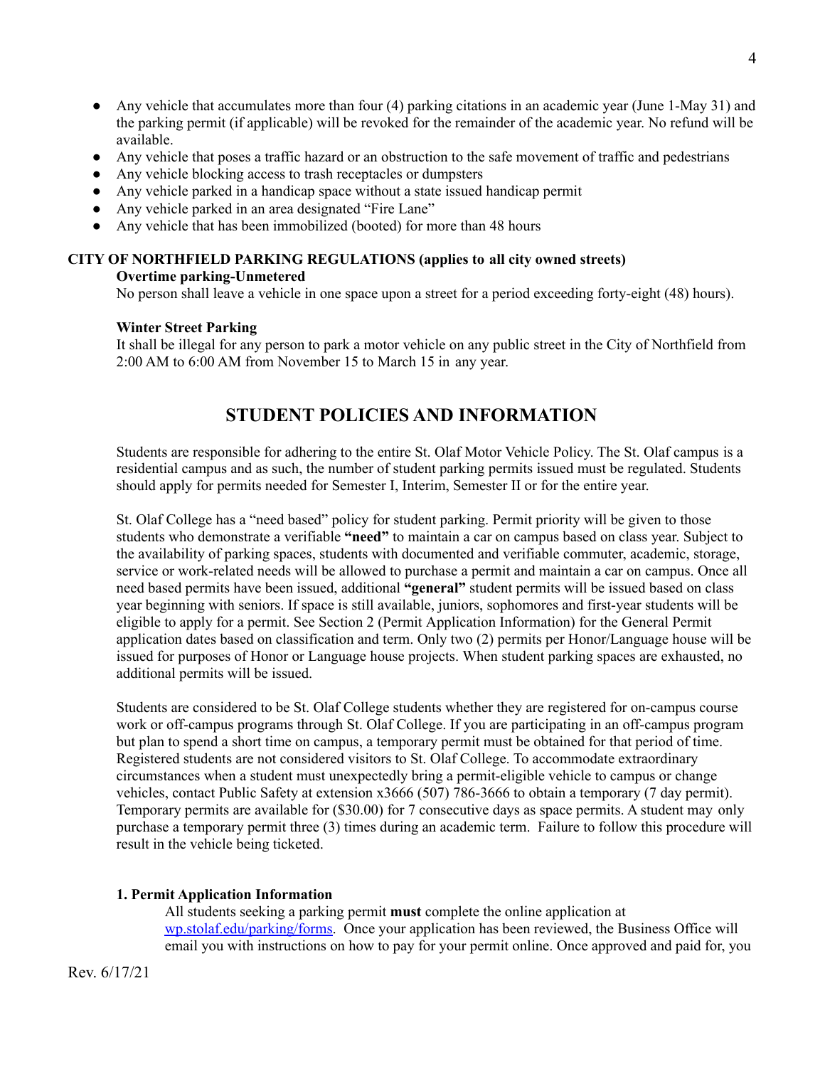- Any vehicle that accumulates more than four (4) parking citations in an academic year (June 1-May 31) and the parking permit (if applicable) will be revoked for the remainder of the academic year. No refund will be available.
- Any vehicle that poses a traffic hazard or an obstruction to the safe movement of traffic and pedestrians
- Any vehicle blocking access to trash receptacles or dumpsters
- Any vehicle parked in a handicap space without a state issued handicap permit
- Any vehicle parked in an area designated "Fire Lane"
- Any vehicle that has been immobilized (booted) for more than 48 hours

**CITY OF NORTHFIELD PARKING REGULATIONS (applies to all city owned streets)**

**Overtime parking-Unmetered**

No person shall leave a vehicle in one space upon a street for a period exceeding forty-eight (48) hours).

**Winter Street Parking**

It shall be illegal for any person to park a motor vehicle on any public street in the City of Northfield from 2:00 AM to 6:00 AM from November 15 to March 15 in any year.

## STUDENT POLICIES AND INFORMATION

Students are responsible for adhering to the entire St. Olaf Motor Vehicle Policy. The St. Olaf campus is a residential campus and as such, the number of student parking permits issued must be regulated. Students should apply for permits needed for Semester I, Interim, Semester II or for the entire year.

St. Olaf College has a "need based" policy for student parking. Permit priority will be given to those students who demonstrate a verifiable **"need"** to maintain a car on campus based on class year. Subject to the availability of parking spaces, students with documented and verifiable commuter, academic, storage, service or work-related needs will be allowed to purchase a permit and maintain a car on campus. Once all need based permits have been issued, additional **"general"** student permits will be issued based on class year beginning with seniors. If space is still available, juniors, sophomores and first-year students will be eligible to apply for a permit. See Section 2 (Permit Application Information) for the General Permit application dates based on classification and term. Only two (2) permits per Honor/Language house will be issued for purposes of Honor or Language house projects. When student parking spaces are exhausted, no additional permits will be issued.

Students are considered to be St. Olaf College students whether they are registered for on-campus course work or off-campus programs through St. Olaf College. If you are participating in an off-campus program but plan to spend a short time on campus, a temporary permit must be obtained for that period of time. Registered students are not considered visitors to St. Olaf College. To accommodate extraordinary circumstances when a student must unexpectedly bring a permit-eligible vehicle to campus or change vehicles, contact Public Safety at extension x3666 (507) 786-3666 to obtain a temporary (7 day permit). Temporary permits are available for ($30.00) for 7 consecutive days as space permits. A student may only purchase a temporary permit three (3) times during an academic term. Failure to follow this procedure will result in the vehicle being ticketed.

**1. Permit Application Information**

All students seeking a parking permit **must** complete the online application at [wp.stolaf.edu/parking/forms](wp.stolaf.edu/parking/forms). Once your application has been reviewed, the Business Office will email you with instructions on how to pay for your permit online. Once approved and paid for, you

Rev. 6/17/21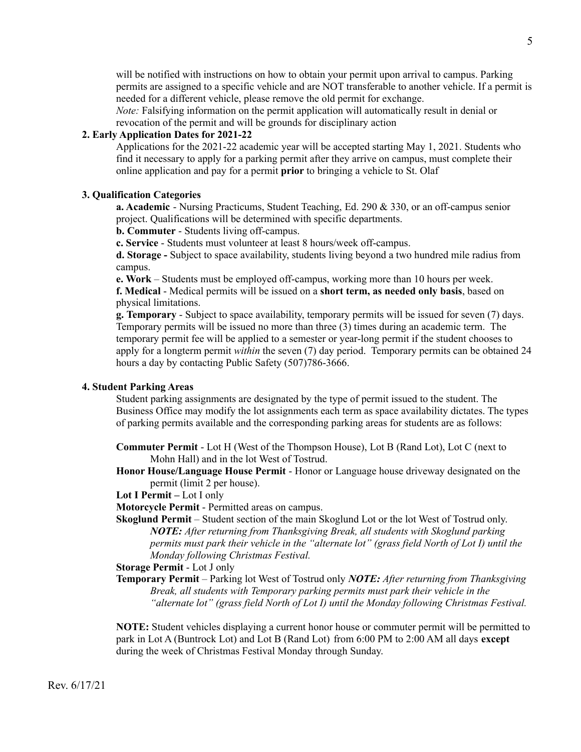will be notified with instructions on how to obtain your permit upon arrival to campus. Parking permits are assigned to a specific vehicle and are NOT transferable to another vehicle. If a permit is needed for a different vehicle, please remove the old permit for exchange.

*Note:* Falsifying information on the permit application will automatically result in denial or revocation of the permit and will be grounds for disciplinary action

**2. Early Application Dates for 2021-22**

Applications for the 2021-22 academic year will be accepted starting May 1, 2021. Students who find it necessary to apply for a parking permit after they arrive on campus, must complete their online application and pay for a permit **prior** to bringing a vehicle to St. Olaf

**3. Qualification Categories**

**a. Academic** - Nursing Practicums, Student Teaching, Ed. 290 & 330, or an off-campus senior project. Qualifications will be determined with specific departments.

**b. Commuter** - Students living off-campus.

**c. Service** - Students must volunteer at least 8 hours/week off-campus.

**d. Storage -** Subject to space availability, students living beyond a two hundred mile radius from campus.

**e. Work** – Students must be employed off-campus, working more than 10 hours per week.

**f. Medical** - Medical permits will be issued on a **short term, as needed only basis**, based on physical limitations.

**g. Temporary** - Subject to space availability, temporary permits will be issued for seven (7) days. Temporary permits will be issued no more than three (3) times during an academic term. The temporary permit fee will be applied to a semester or year-long permit if the student chooses to apply for a longterm permit *within* the seven (7) day period. Temporary permits can be obtained 24 hours a day by contacting Public Safety (507)786-3666.

**4. Student Parking Areas**

Student parking assignments are designated by the type of permit issued to the student. The Business Office may modify the lot assignments each term as space availability dictates. The types of parking permits available and the corresponding parking areas for students are as follows:

**Commuter Permit** - Lot H (West of the Thompson House), Lot B (Rand Lot), Lot C (next to Mohn Hall) and in the lot West of Tostrud.

**Honor House/Language House Permit** - Honor or Language house driveway designated on the permit (limit 2 per house).

**Lot I Permit –** Lot I only

**Motorcycle Permit** - Permitted areas on campus.

**Skoglund Permit** – Student section of the main Skoglund Lot or the lot West of Tostrud only. ***NOTE:*** *After returning from Thanksgiving Break, all students with Skoglund parking permits must park their vehicle in the "alternate lot" (grass field North of Lot I) until the Monday following Christmas Festival.*

**Storage Permit** - Lot J only

**Temporary Permit** – Parking lot West of Tostrud only ***NOTE:*** *After returning from Thanksgiving Break, all students with Temporary parking permits must park their vehicle in the "alternate lot" (grass field North of Lot I) until the Monday following Christmas Festival.*

**NOTE:** Student vehicles displaying a current honor house or commuter permit will be permitted to park in Lot A (Buntrock Lot) and Lot B (Rand Lot) from 6:00 PM to 2:00 AM all days **except** during the week of Christmas Festival Monday through Sunday.

Rev. 6/17/21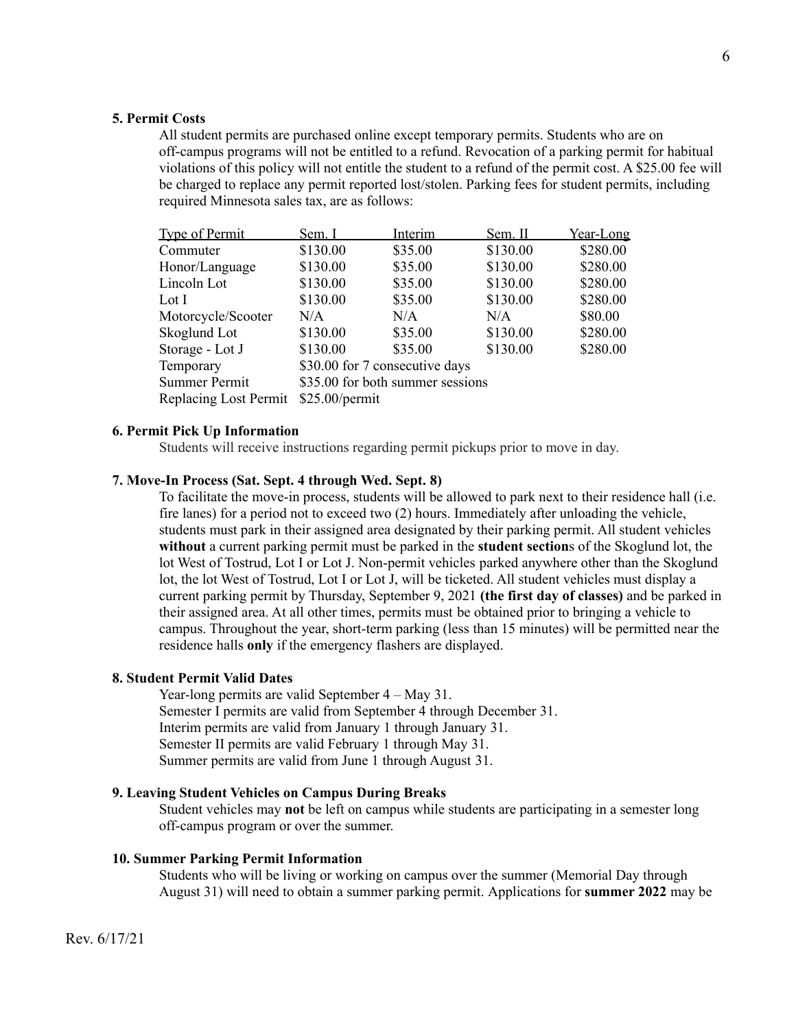**5. Permit Costs**

All student permits are purchased online except temporary permits. Students who are on off-campus programs will not be entitled to a refund. Revocation of a parking permit for habitual violations of this policy will not entitle the student to a refund of the permit cost. A $25.00 fee will be charged to replace any permit reported lost/stolen. Parking fees for student permits, including required Minnesota sales tax, are as follows:

| Type of Permit | Sem. I | Interim | Sem. II | Year-Long |
|---|---|---|---|---|
| Commuter | $130.00 | $35.00 | $130.00 | $280.00 |
| Honor/Language | $130.00 | $35.00 | $130.00 | $280.00 |
| Lincoln Lot | $130.00 | $35.00 | $130.00 | $280.00 |
| Lot I | $130.00 | $35.00 | $130.00 | $280.00 |
| Motorcycle/Scooter | N/A | N/A | N/A | $80.00 |
| Skoglund Lot | $130.00 | $35.00 | $130.00 | $280.00 |
| Storage - Lot J | $130.00 | $35.00 | $130.00 | $280.00 |
| Temporary | $30.00 for 7 consecutive days | | | |
| Summer Permit | $35.00 for both summer sessions | | | |
| Replacing Lost Permit | $25.00/permit | | | |

**6. Permit Pick Up Information**

Students will receive instructions regarding permit pickups prior to move in day.

**7. Move-In Process (Sat. Sept. 4 through Wed. Sept. 8)**

To facilitate the move-in process, students will be allowed to park next to their residence hall (i.e. fire lanes) for a period not to exceed two (2) hours. Immediately after unloading the vehicle, students must park in their assigned area designated by their parking permit. All student vehicles **without** a current parking permit must be parked in the **student section**s of the Skoglund lot, the lot West of Tostrud, Lot I or Lot J. Non-permit vehicles parked anywhere other than the Skoglund lot, the lot West of Tostrud, Lot I or Lot J, will be ticketed. All student vehicles must display a current parking permit by Thursday, September 9, 2021 **(the first day of classes)** and be parked in their assigned area. At all other times, permits must be obtained prior to bringing a vehicle to campus. Throughout the year, short-term parking (less than 15 minutes) will be permitted near the residence halls **only** if the emergency flashers are displayed.

**8. Student Permit Valid Dates**

Year-long permits are valid September 4 – May 31.
Semester I permits are valid from September 4 through December 31.
Interim permits are valid from January 1 through January 31.
Semester II permits are valid February 1 through May 31.
Summer permits are valid from June 1 through August 31.

**9. Leaving Student Vehicles on Campus During Breaks**

Student vehicles may **not** be left on campus while students are participating in a semester long off-campus program or over the summer.

**10. Summer Parking Permit Information**

Students who will be living or working on campus over the summer (Memorial Day through August 31) will need to obtain a summer parking permit. Applications for **summer 2022** may be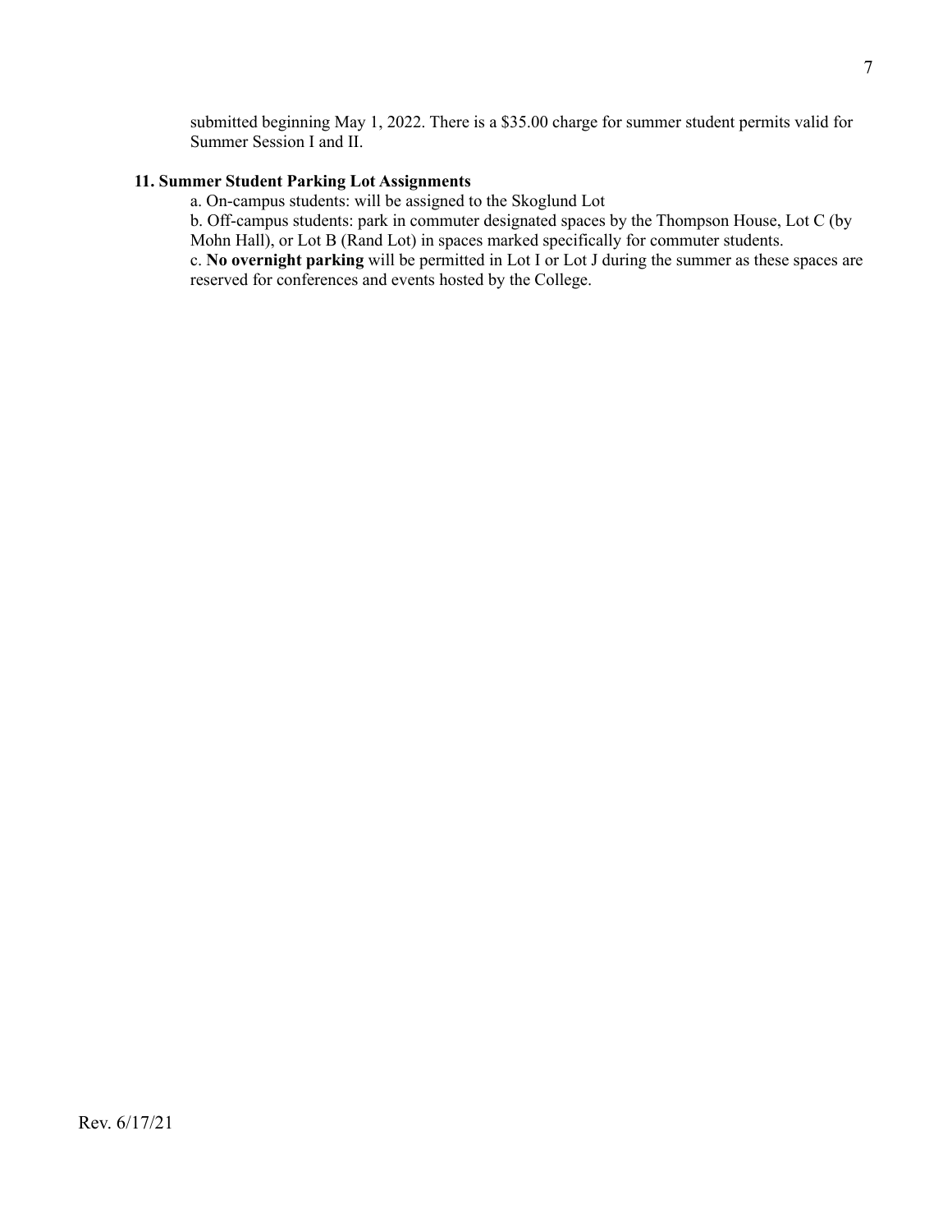submitted beginning May 1, 2022. There is a $35.00 charge for summer student permits valid for Summer Session I and II.

**11. Summer Student Parking Lot Assignments**

a. On-campus students: will be assigned to the Skoglund Lot

b. Off-campus students: park in commuter designated spaces by the Thompson House, Lot C (by Mohn Hall), or Lot B (Rand Lot) in spaces marked specifically for commuter students.

c. **No overnight parking** will be permitted in Lot I or Lot J during the summer as these spaces are reserved for conferences and events hosted by the College.

Rev. 6/17/21